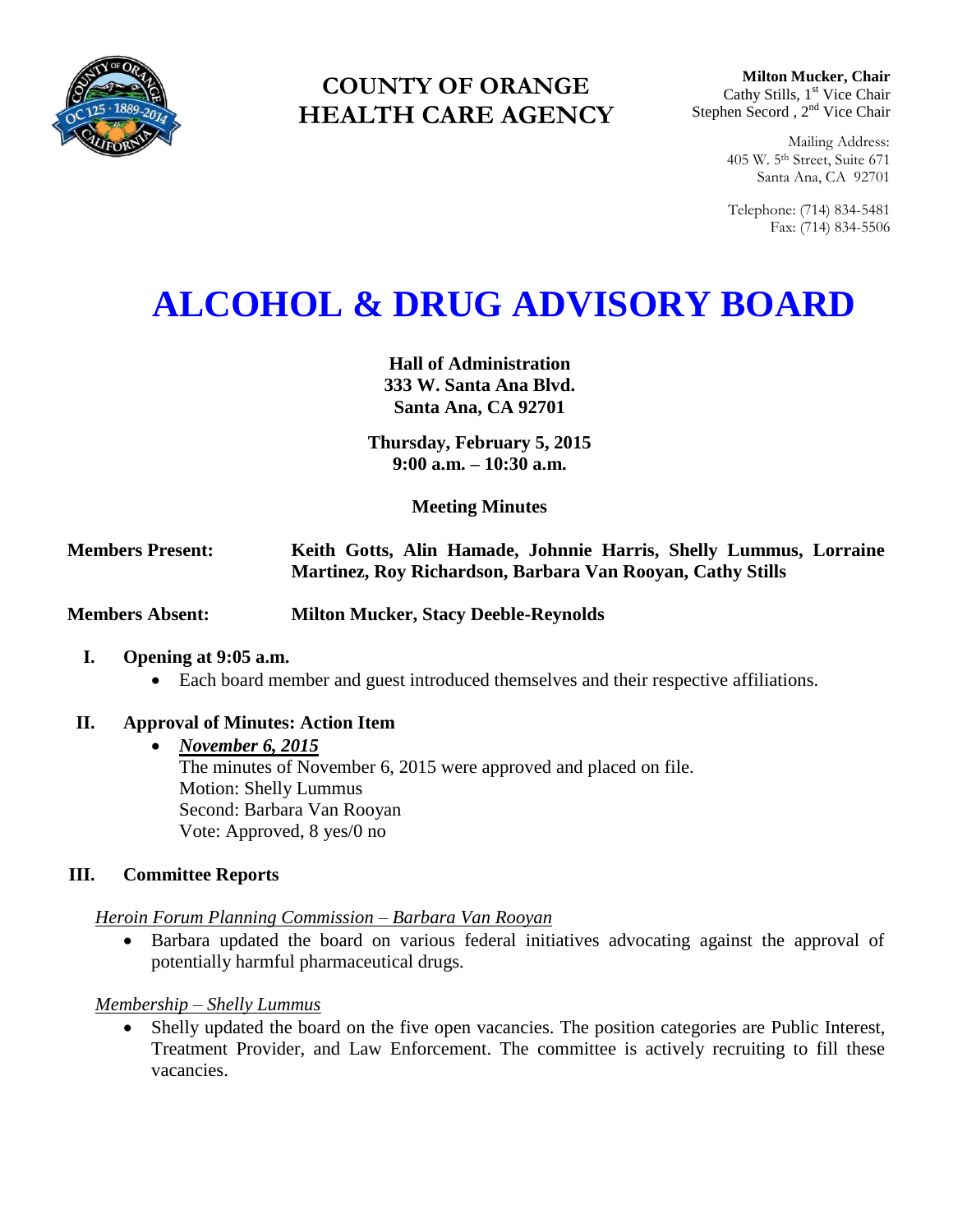# COUNTY OF ORANGE
# HEALTH CARE AGENCY

**Milton Mucker, Chair**
Cathy Stills, 1st Vice Chair
Stephen Secord , 2nd Vice Chair

Mailing Address:
405 W. 5th Street, Suite 671
Santa Ana, CA 92701

Telephone: (714) 834-5481
Fax: (714) 834-5506

# ALCOHOL & DRUG ADVISORY BOARD

**Hall of Administration**
**333 W. Santa Ana Blvd.**
**Santa Ana, CA 92701**

**Thursday, February 5, 2015**
**9:00 a.m. – 10:30 a.m.**

**Meeting Minutes**

**Members Present:** **Keith Gotts, Alin Hamade, Johnnie Harris, Shelly Lummus, Lorraine Martinez, Roy Richardson, Barbara Van Rooyan, Cathy Stills**

**Members Absent:** **Milton Mucker, Stacy Deeble-Reynolds**

## I. Opening at 9:05 a.m.

- Each board member and guest introduced themselves and their respective affiliations.

## II. Approval of Minutes: Action Item

- ***November 6, 2015***
  The minutes of November 6, 2015 were approved and placed on file.
  Motion: Shelly Lummus
  Second: Barbara Van Rooyan
  Vote: Approved, 8 yes/0 no

## III. Committee Reports

*Heroin Forum Planning Commission – Barbara Van Rooyan*

- Barbara updated the board on various federal initiatives advocating against the approval of potentially harmful pharmaceutical drugs.

*Membership – Shelly Lummus*

- Shelly updated the board on the five open vacancies. The position categories are Public Interest, Treatment Provider, and Law Enforcement. The committee is actively recruiting to fill these vacancies.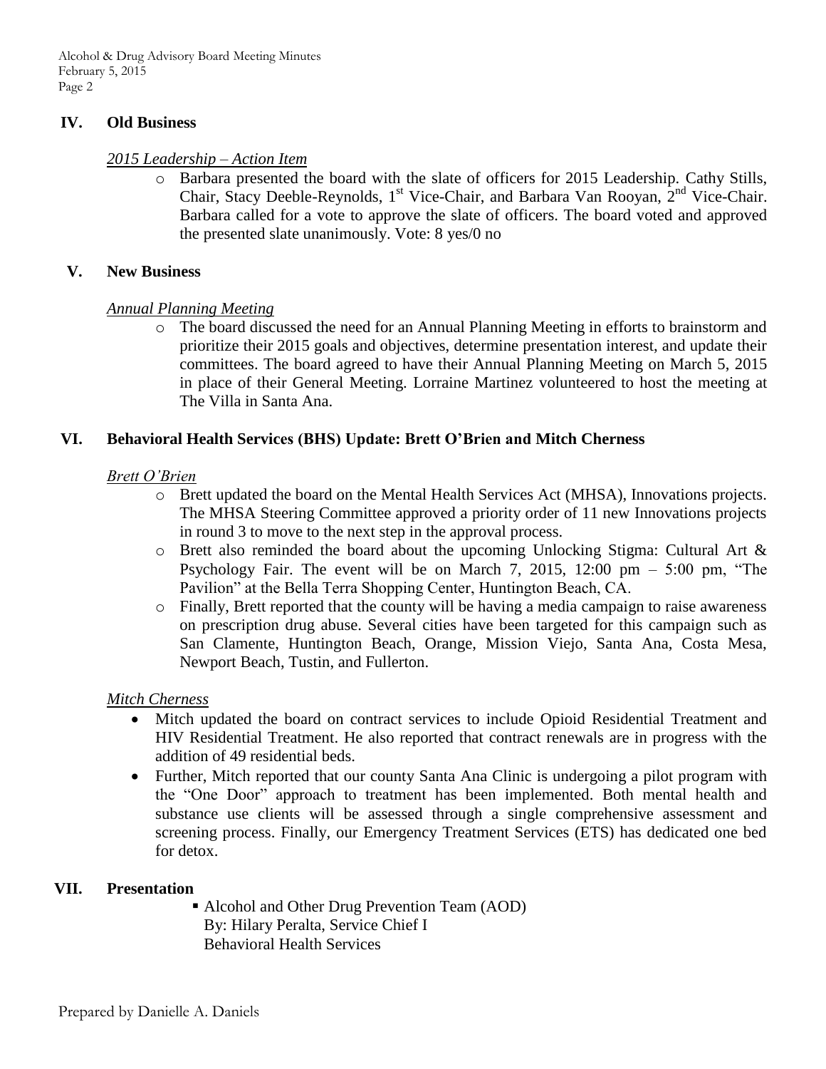## IV. Old Business

*2015 Leadership – Action Item*

- Barbara presented the board with the slate of officers for 2015 Leadership. Cathy Stills, Chair, Stacy Deeble-Reynolds, 1st Vice-Chair, and Barbara Van Rooyan, 2nd Vice-Chair. Barbara called for a vote to approve the slate of officers. The board voted and approved the presented slate unanimously. Vote: 8 yes/0 no

## V. New Business

*Annual Planning Meeting*

- The board discussed the need for an Annual Planning Meeting in efforts to brainstorm and prioritize their 2015 goals and objectives, determine presentation interest, and update their committees. The board agreed to have their Annual Planning Meeting on March 5, 2015 in place of their General Meeting. Lorraine Martinez volunteered to host the meeting at The Villa in Santa Ana.

## VI. Behavioral Health Services (BHS) Update: Brett O'Brien and Mitch Cherness

*Brett O'Brien*

- Brett updated the board on the Mental Health Services Act (MHSA), Innovations projects. The MHSA Steering Committee approved a priority order of 11 new Innovations projects in round 3 to move to the next step in the approval process.
- Brett also reminded the board about the upcoming Unlocking Stigma: Cultural Art & Psychology Fair. The event will be on March 7, 2015, 12:00 pm – 5:00 pm, "The Pavilion" at the Bella Terra Shopping Center, Huntington Beach, CA.
- Finally, Brett reported that the county will be having a media campaign to raise awareness on prescription drug abuse. Several cities have been targeted for this campaign such as San Clamente, Huntington Beach, Orange, Mission Viejo, Santa Ana, Costa Mesa, Newport Beach, Tustin, and Fullerton.

*Mitch Cherness*

- Mitch updated the board on contract services to include Opioid Residential Treatment and HIV Residential Treatment. He also reported that contract renewals are in progress with the addition of 49 residential beds.
- Further, Mitch reported that our county Santa Ana Clinic is undergoing a pilot program with the "One Door" approach to treatment has been implemented. Both mental health and substance use clients will be assessed through a single comprehensive assessment and screening process. Finally, our Emergency Treatment Services (ETS) has dedicated one bed for detox.

## VII. Presentation

- Alcohol and Other Drug Prevention Team (AOD)
  By: Hilary Peralta, Service Chief I
  Behavioral Health Services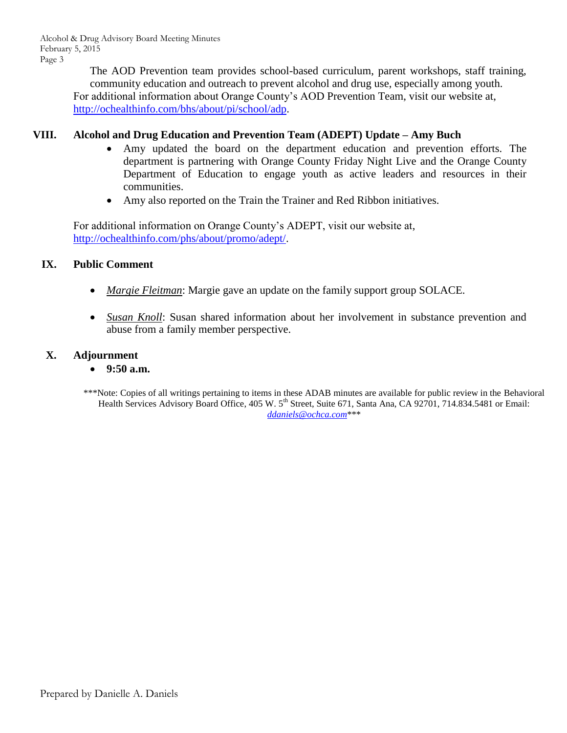The AOD Prevention team provides school-based curriculum, parent workshops, staff training, community education and outreach to prevent alcohol and drug use, especially among youth.

For additional information about Orange County's AOD Prevention Team, visit our website at, http://ochealthinfo.com/bhs/about/pi/school/adp.

## VIII. Alcohol and Drug Education and Prevention Team (ADEPT) Update – Amy Buch

- Amy updated the board on the department education and prevention efforts. The department is partnering with Orange County Friday Night Live and the Orange County Department of Education to engage youth as active leaders and resources in their communities.
- Amy also reported on the Train the Trainer and Red Ribbon initiatives.

For additional information on Orange County's ADEPT, visit our website at, http://ochealthinfo.com/phs/about/promo/adept/.

## IX. Public Comment

- *Margie Fleitman*: Margie gave an update on the family support group SOLACE.
- *Susan Knoll*: Susan shared information about her involvement in substance prevention and abuse from a family member perspective.

## X. Adjournment

- **9:50 a.m.**

***Note: Copies of all writings pertaining to items in these ADAB minutes are available for public review in the Behavioral Health Services Advisory Board Office, 405 W. 5th Street, Suite 671, Santa Ana, CA 92701, 714.834.5481 or Email: *ddaniels@ochca.com****

Prepared by Danielle A. Daniels